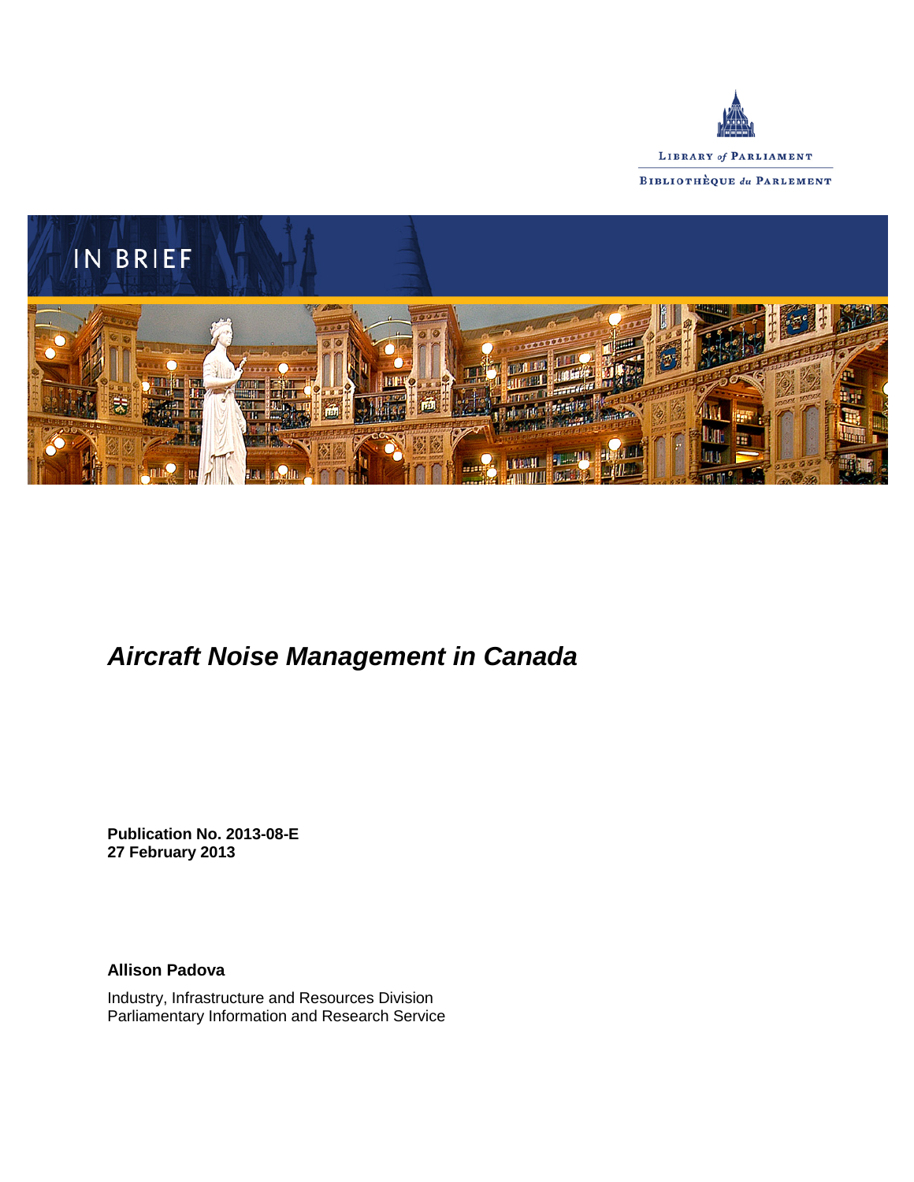LIBRARY *of* PARLIAMENT

BIBLIOTHÈQUE *du* PARLEMENT

IN BRIEF

# *Aircraft Noise Management in Canada*

**Publication No. 2013-08-E**
**27 February 2013**

**Allison Padova**

Industry, Infrastructure and Resources Division
Parliamentary Information and Research Service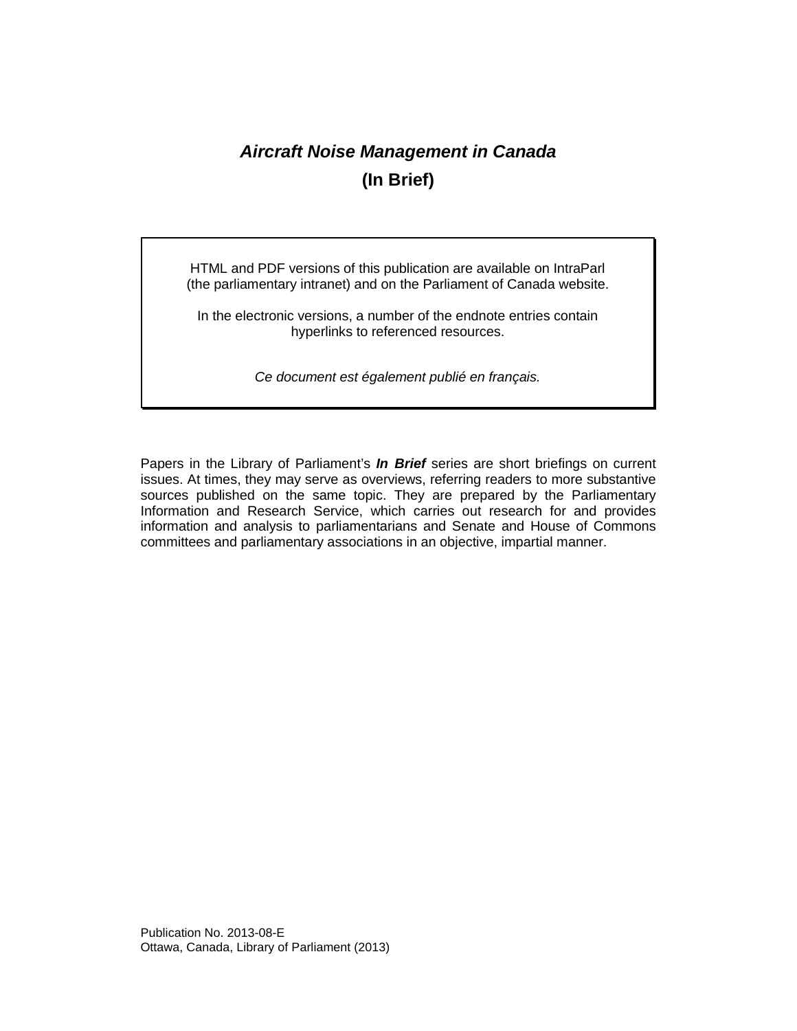# *Aircraft Noise Management in Canada*

## (In Brief)

HTML and PDF versions of this publication are available on IntraParl (the parliamentary intranet) and on the Parliament of Canada website.

In the electronic versions, a number of the endnote entries contain hyperlinks to referenced resources.

*Ce document est également publié en français.*

Papers in the Library of Parliament's ***In Brief*** series are short briefings on current issues. At times, they may serve as overviews, referring readers to more substantive sources published on the same topic. They are prepared by the Parliamentary Information and Research Service, which carries out research for and provides information and analysis to parliamentarians and Senate and House of Commons committees and parliamentary associations in an objective, impartial manner.

Publication No. 2013-08-E
Ottawa, Canada, Library of Parliament (2013)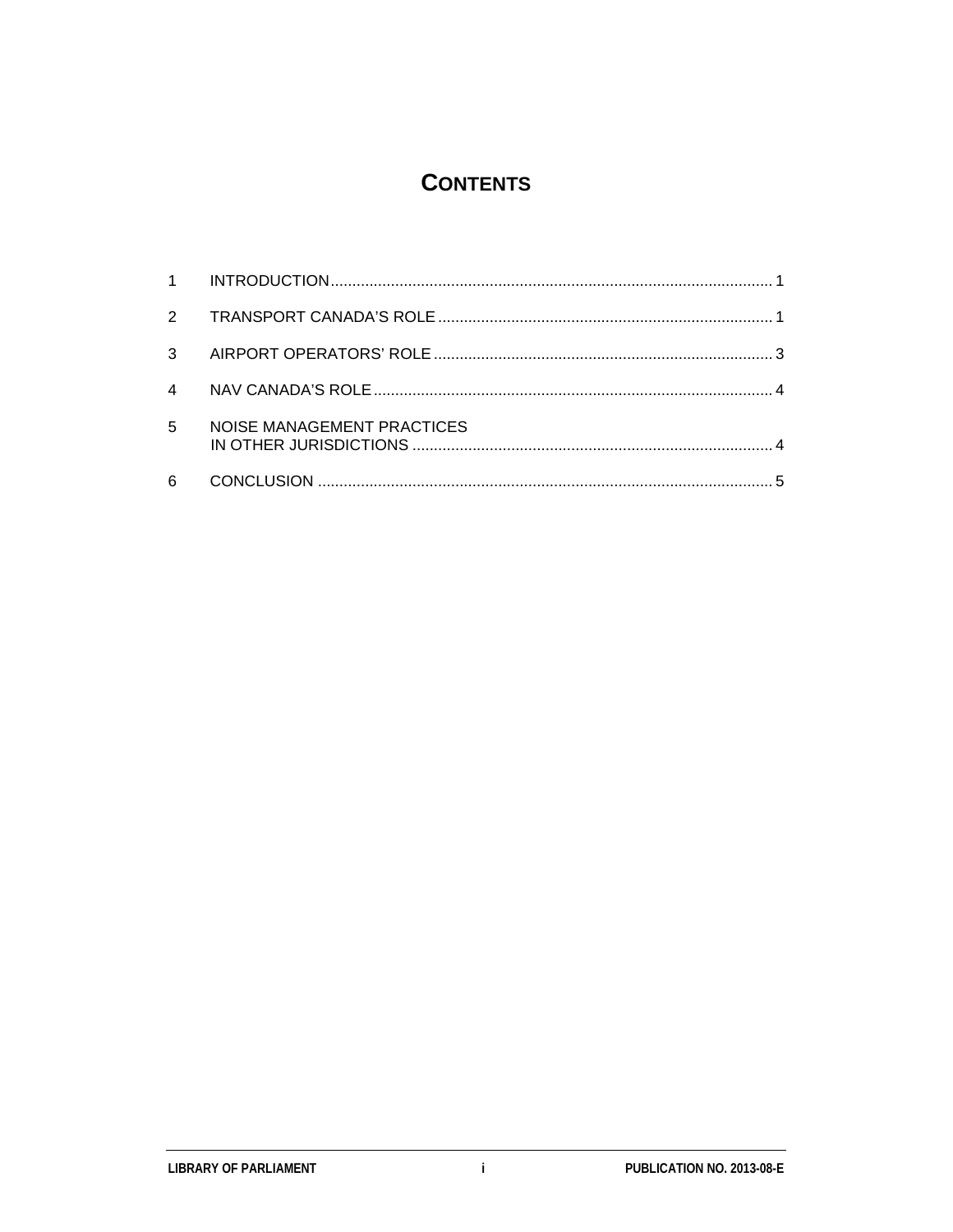# CONTENTS

1 INTRODUCTION ........................................................................................................ 1

2 TRANSPORT CANADA'S ROLE ............................................................................. 1

3 AIRPORT OPERATORS' ROLE .............................................................................. 3

4 NAV CANADA'S ROLE ............................................................................................ 4

5 NOISE MANAGEMENT PRACTICES IN OTHER JURISDICTIONS ................................................................................... 4

6 CONCLUSION ......................................................................................................... 5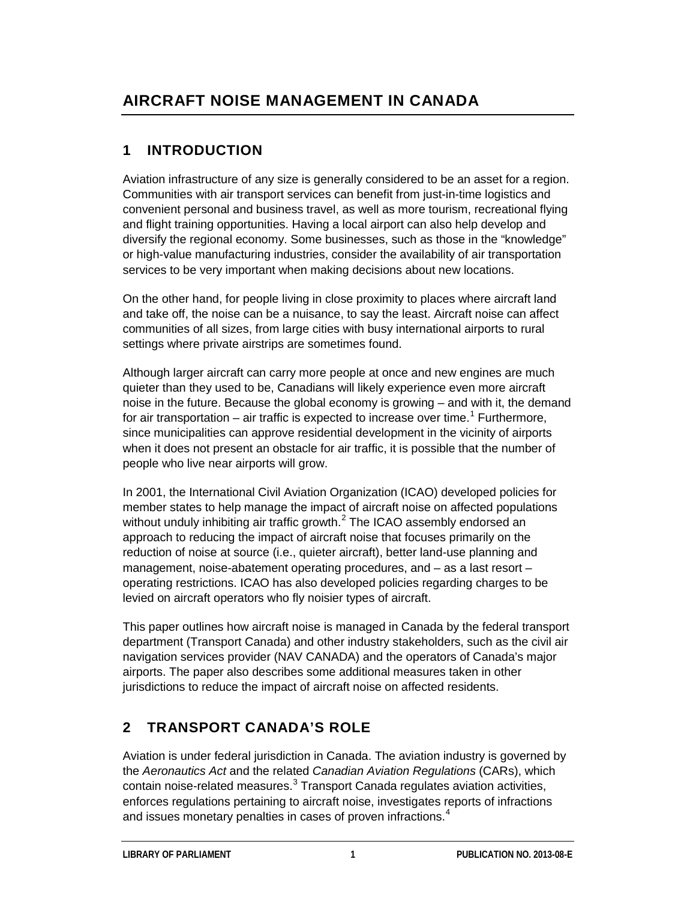# AIRCRAFT NOISE MANAGEMENT IN CANADA

## 1 INTRODUCTION

Aviation infrastructure of any size is generally considered to be an asset for a region. Communities with air transport services can benefit from just-in-time logistics and convenient personal and business travel, as well as more tourism, recreational flying and flight training opportunities. Having a local airport can also help develop and diversify the regional economy. Some businesses, such as those in the "knowledge" or high-value manufacturing industries, consider the availability of air transportation services to be very important when making decisions about new locations.

On the other hand, for people living in close proximity to places where aircraft land and take off, the noise can be a nuisance, to say the least. Aircraft noise can affect communities of all sizes, from large cities with busy international airports to rural settings where private airstrips are sometimes found.

Although larger aircraft can carry more people at once and new engines are much quieter than they used to be, Canadians will likely experience even more aircraft noise in the future. Because the global economy is growing – and with it, the demand for air transportation – air traffic is expected to increase over time.[1] Furthermore, since municipalities can approve residential development in the vicinity of airports when it does not present an obstacle for air traffic, it is possible that the number of people who live near airports will grow.

In 2001, the International Civil Aviation Organization (ICAO) developed policies for member states to help manage the impact of aircraft noise on affected populations without unduly inhibiting air traffic growth.[2] The ICAO assembly endorsed an approach to reducing the impact of aircraft noise that focuses primarily on the reduction of noise at source (i.e., quieter aircraft), better land-use planning and management, noise-abatement operating procedures, and – as a last resort – operating restrictions. ICAO has also developed policies regarding charges to be levied on aircraft operators who fly noisier types of aircraft.

This paper outlines how aircraft noise is managed in Canada by the federal transport department (Transport Canada) and other industry stakeholders, such as the civil air navigation services provider (NAV CANADA) and the operators of Canada's major airports. The paper also describes some additional measures taken in other jurisdictions to reduce the impact of aircraft noise on affected residents.

## 2 TRANSPORT CANADA'S ROLE

Aviation is under federal jurisdiction in Canada. The aviation industry is governed by the *Aeronautics Act* and the related *Canadian Aviation Regulations* (CARs), which contain noise-related measures.[3] Transport Canada regulates aviation activities, enforces regulations pertaining to aircraft noise, investigates reports of infractions and issues monetary penalties in cases of proven infractions.[4]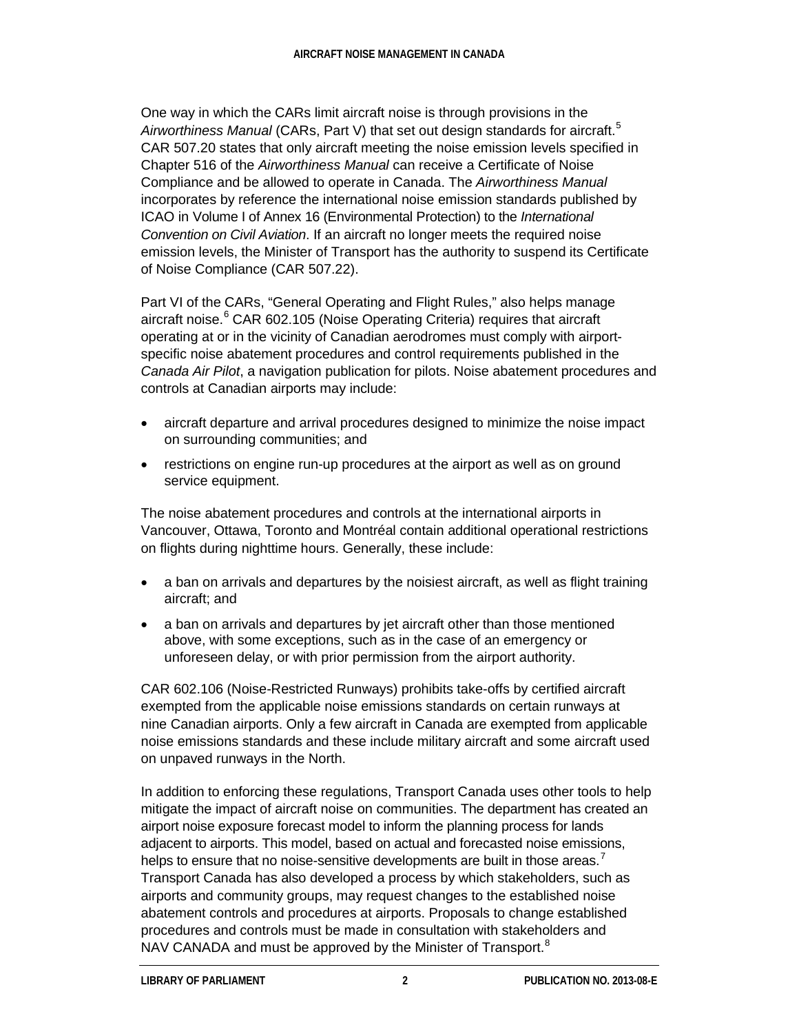One way in which the CARs limit aircraft noise is through provisions in the *Airworthiness Manual* (CARs, Part V) that set out design standards for aircraft.[5] CAR 507.20 states that only aircraft meeting the noise emission levels specified in Chapter 516 of the *Airworthiness Manual* can receive a Certificate of Noise Compliance and be allowed to operate in Canada. The *Airworthiness Manual* incorporates by reference the international noise emission standards published by ICAO in Volume I of Annex 16 (Environmental Protection) to the *International Convention on Civil Aviation*. If an aircraft no longer meets the required noise emission levels, the Minister of Transport has the authority to suspend its Certificate of Noise Compliance (CAR 507.22).

Part VI of the CARs, "General Operating and Flight Rules," also helps manage aircraft noise.[6] CAR 602.105 (Noise Operating Criteria) requires that aircraft operating at or in the vicinity of Canadian aerodromes must comply with airport-specific noise abatement procedures and control requirements published in the *Canada Air Pilot*, a navigation publication for pilots. Noise abatement procedures and controls at Canadian airports may include:

- aircraft departure and arrival procedures designed to minimize the noise impact on surrounding communities; and
- restrictions on engine run-up procedures at the airport as well as on ground service equipment.

The noise abatement procedures and controls at the international airports in Vancouver, Ottawa, Toronto and Montréal contain additional operational restrictions on flights during nighttime hours. Generally, these include:

- a ban on arrivals and departures by the noisiest aircraft, as well as flight training aircraft; and
- a ban on arrivals and departures by jet aircraft other than those mentioned above, with some exceptions, such as in the case of an emergency or unforeseen delay, or with prior permission from the airport authority.

CAR 602.106 (Noise-Restricted Runways) prohibits take-offs by certified aircraft exempted from the applicable noise emissions standards on certain runways at nine Canadian airports. Only a few aircraft in Canada are exempted from applicable noise emissions standards and these include military aircraft and some aircraft used on unpaved runways in the North.

In addition to enforcing these regulations, Transport Canada uses other tools to help mitigate the impact of aircraft noise on communities. The department has created an airport noise exposure forecast model to inform the planning process for lands adjacent to airports. This model, based on actual and forecasted noise emissions, helps to ensure that no noise-sensitive developments are built in those areas.[7] Transport Canada has also developed a process by which stakeholders, such as airports and community groups, may request changes to the established noise abatement controls and procedures at airports. Proposals to change established procedures and controls must be made in consultation with stakeholders and NAV CANADA and must be approved by the Minister of Transport.[8]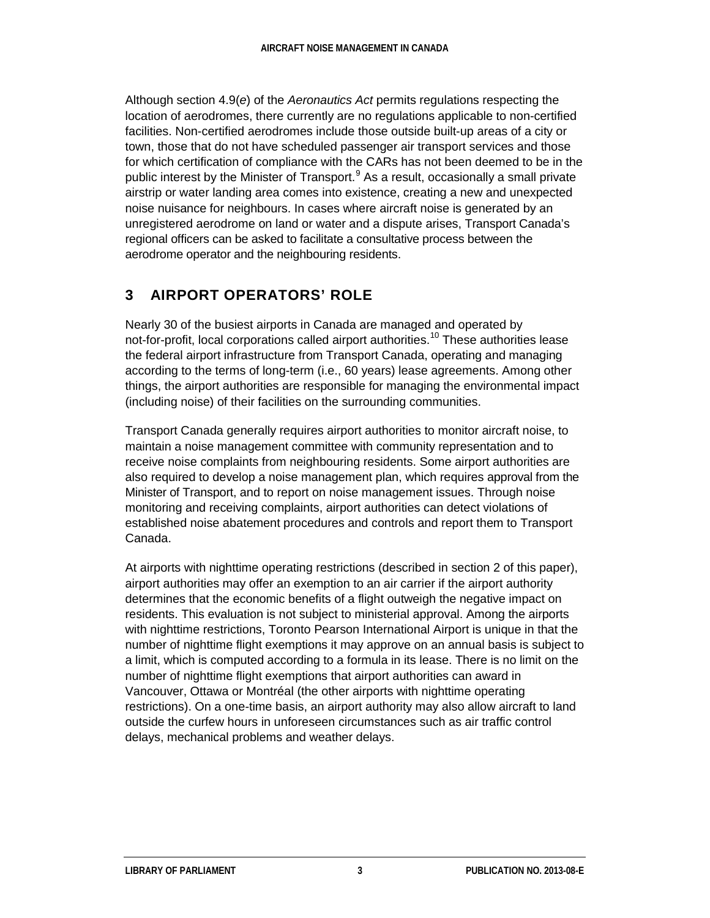Although section 4.9(*e*) of the *Aeronautics Act* permits regulations respecting the location of aerodromes, there currently are no regulations applicable to non-certified facilities. Non-certified aerodromes include those outside built-up areas of a city or town, those that do not have scheduled passenger air transport services and those for which certification of compliance with the CARs has not been deemed to be in the public interest by the Minister of Transport.[9] As a result, occasionally a small private airstrip or water landing area comes into existence, creating a new and unexpected noise nuisance for neighbours. In cases where aircraft noise is generated by an unregistered aerodrome on land or water and a dispute arises, Transport Canada's regional officers can be asked to facilitate a consultative process between the aerodrome operator and the neighbouring residents.

## 3 AIRPORT OPERATORS' ROLE

Nearly 30 of the busiest airports in Canada are managed and operated by not-for-profit, local corporations called airport authorities.[10] These authorities lease the federal airport infrastructure from Transport Canada, operating and managing according to the terms of long-term (i.e., 60 years) lease agreements. Among other things, the airport authorities are responsible for managing the environmental impact (including noise) of their facilities on the surrounding communities.

Transport Canada generally requires airport authorities to monitor aircraft noise, to maintain a noise management committee with community representation and to receive noise complaints from neighbouring residents. Some airport authorities are also required to develop a noise management plan, which requires approval from the Minister of Transport, and to report on noise management issues. Through noise monitoring and receiving complaints, airport authorities can detect violations of established noise abatement procedures and controls and report them to Transport Canada.

At airports with nighttime operating restrictions (described in section 2 of this paper), airport authorities may offer an exemption to an air carrier if the airport authority determines that the economic benefits of a flight outweigh the negative impact on residents. This evaluation is not subject to ministerial approval. Among the airports with nighttime restrictions, Toronto Pearson International Airport is unique in that the number of nighttime flight exemptions it may approve on an annual basis is subject to a limit, which is computed according to a formula in its lease. There is no limit on the number of nighttime flight exemptions that airport authorities can award in Vancouver, Ottawa or Montréal (the other airports with nighttime operating restrictions). On a one-time basis, an airport authority may also allow aircraft to land outside the curfew hours in unforeseen circumstances such as air traffic control delays, mechanical problems and weather delays.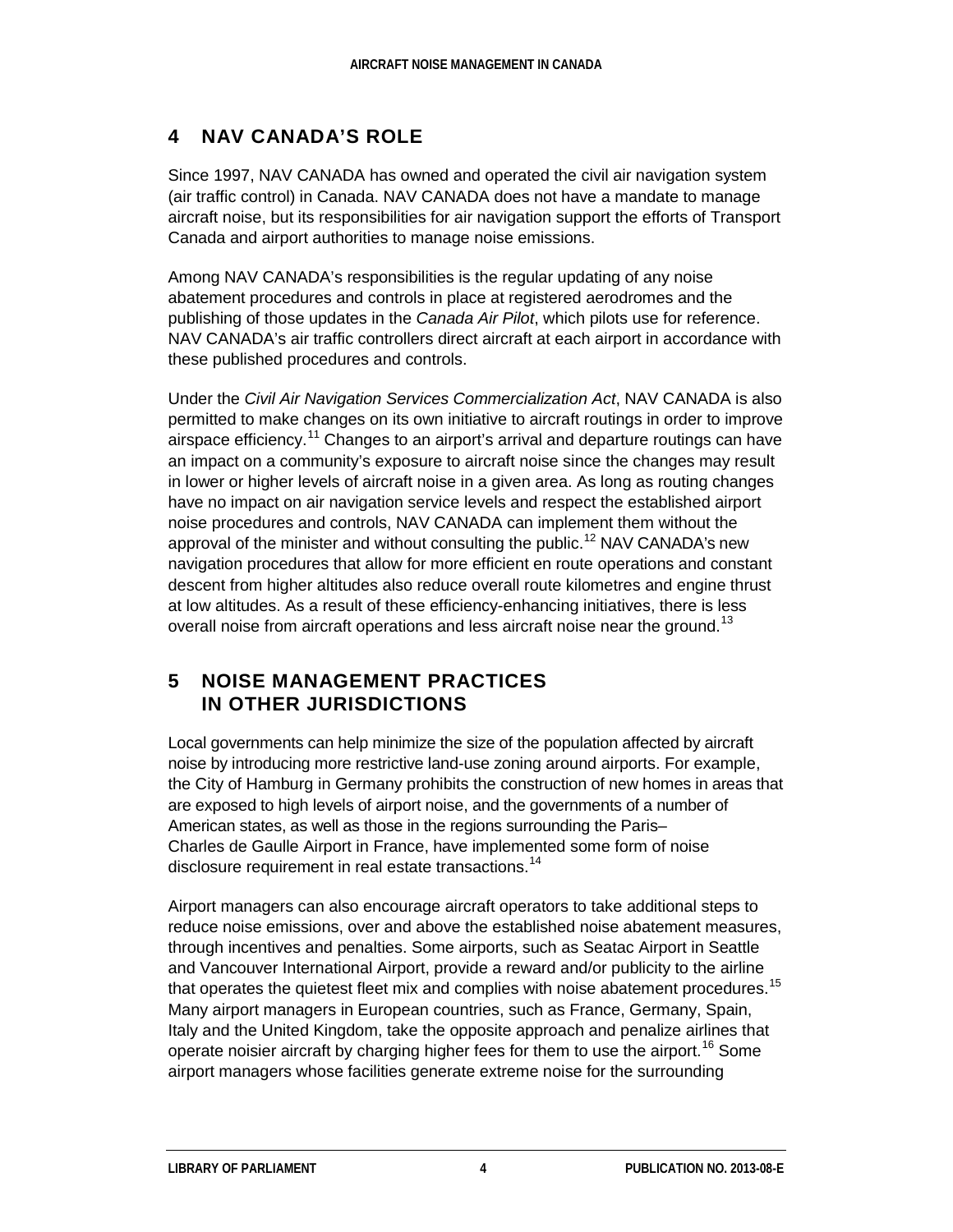## 4 NAV CANADA'S ROLE

Since 1997, NAV CANADA has owned and operated the civil air navigation system (air traffic control) in Canada. NAV CANADA does not have a mandate to manage aircraft noise, but its responsibilities for air navigation support the efforts of Transport Canada and airport authorities to manage noise emissions.

Among NAV CANADA's responsibilities is the regular updating of any noise abatement procedures and controls in place at registered aerodromes and the publishing of those updates in the *Canada Air Pilot*, which pilots use for reference. NAV CANADA's air traffic controllers direct aircraft at each airport in accordance with these published procedures and controls.

Under the *Civil Air Navigation Services Commercialization Act*, NAV CANADA is also permitted to make changes on its own initiative to aircraft routings in order to improve airspace efficiency.[11] Changes to an airport's arrival and departure routings can have an impact on a community's exposure to aircraft noise since the changes may result in lower or higher levels of aircraft noise in a given area. As long as routing changes have no impact on air navigation service levels and respect the established airport noise procedures and controls, NAV CANADA can implement them without the approval of the minister and without consulting the public.[12] NAV CANADA's new navigation procedures that allow for more efficient en route operations and constant descent from higher altitudes also reduce overall route kilometres and engine thrust at low altitudes. As a result of these efficiency-enhancing initiatives, there is less overall noise from aircraft operations and less aircraft noise near the ground.[13]

## 5 NOISE MANAGEMENT PRACTICES IN OTHER JURISDICTIONS

Local governments can help minimize the size of the population affected by aircraft noise by introducing more restrictive land-use zoning around airports. For example, the City of Hamburg in Germany prohibits the construction of new homes in areas that are exposed to high levels of airport noise, and the governments of a number of American states, as well as those in the regions surrounding the Paris–Charles de Gaulle Airport in France, have implemented some form of noise disclosure requirement in real estate transactions.[14]

Airport managers can also encourage aircraft operators to take additional steps to reduce noise emissions, over and above the established noise abatement measures, through incentives and penalties. Some airports, such as Seatac Airport in Seattle and Vancouver International Airport, provide a reward and/or publicity to the airline that operates the quietest fleet mix and complies with noise abatement procedures.[15] Many airport managers in European countries, such as France, Germany, Spain, Italy and the United Kingdom, take the opposite approach and penalize airlines that operate noisier aircraft by charging higher fees for them to use the airport.[16] Some airport managers whose facilities generate extreme noise for the surrounding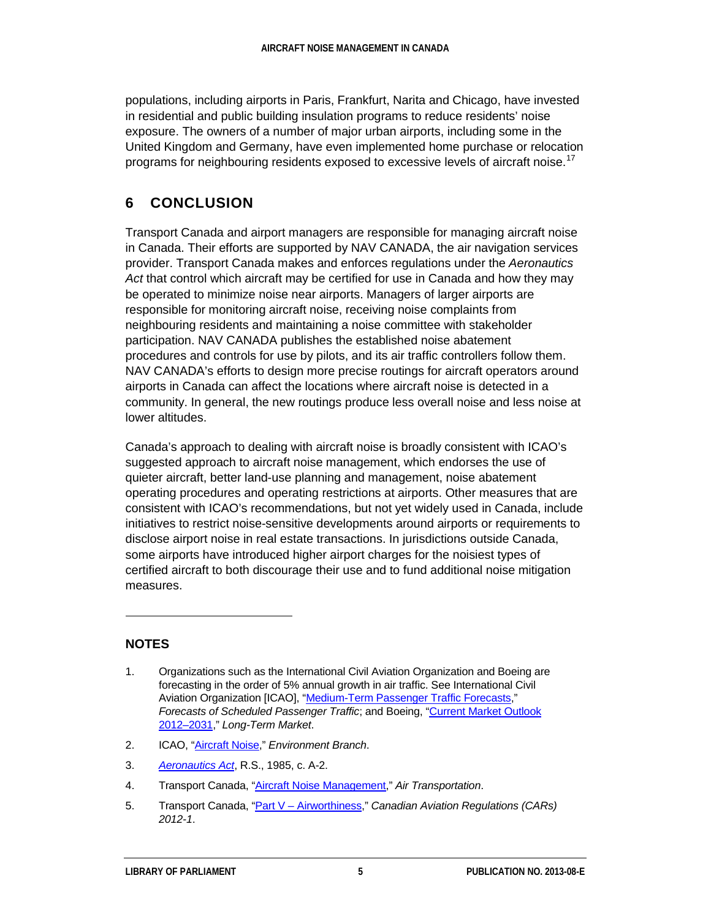populations, including airports in Paris, Frankfurt, Narita and Chicago, have invested in residential and public building insulation programs to reduce residents' noise exposure. The owners of a number of major urban airports, including some in the United Kingdom and Germany, have even implemented home purchase or relocation programs for neighbouring residents exposed to excessive levels of aircraft noise.[17]

## 6 CONCLUSION

Transport Canada and airport managers are responsible for managing aircraft noise in Canada. Their efforts are supported by NAV CANADA, the air navigation services provider. Transport Canada makes and enforces regulations under the *Aeronautics Act* that control which aircraft may be certified for use in Canada and how they may be operated to minimize noise near airports. Managers of larger airports are responsible for monitoring aircraft noise, receiving noise complaints from neighbouring residents and maintaining a noise committee with stakeholder participation. NAV CANADA publishes the established noise abatement procedures and controls for use by pilots, and its air traffic controllers follow them. NAV CANADA's efforts to design more precise routings for aircraft operators around airports in Canada can affect the locations where aircraft noise is detected in a community. In general, the new routings produce less overall noise and less noise at lower altitudes.

Canada's approach to dealing with aircraft noise is broadly consistent with ICAO's suggested approach to aircraft noise management, which endorses the use of quieter aircraft, better land-use planning and management, noise abatement operating procedures and operating restrictions at airports. Other measures that are consistent with ICAO's recommendations, but not yet widely used in Canada, include initiatives to restrict noise-sensitive developments around airports or requirements to disclose airport noise in real estate transactions. In jurisdictions outside Canada, some airports have introduced higher airport charges for the noisiest types of certified aircraft to both discourage their use and to fund additional noise mitigation measures.

---

## NOTES

1. Organizations such as the International Civil Aviation Organization and Boeing are forecasting in the order of 5% annual growth in air traffic. See International Civil Aviation Organization [ICAO], "Medium-Term Passenger Traffic Forecasts," *Forecasts of Scheduled Passenger Traffic*; and Boeing, "Current Market Outlook 2012–2031," *Long-Term Market*.
2. ICAO, "Aircraft Noise," *Environment Branch*.
3. *Aeronautics Act*, R.S., 1985, c. A-2.
4. Transport Canada, "Aircraft Noise Management," *Air Transportation*.
5. Transport Canada, "Part V – Airworthiness," *Canadian Aviation Regulations (CARs) 2012-1*.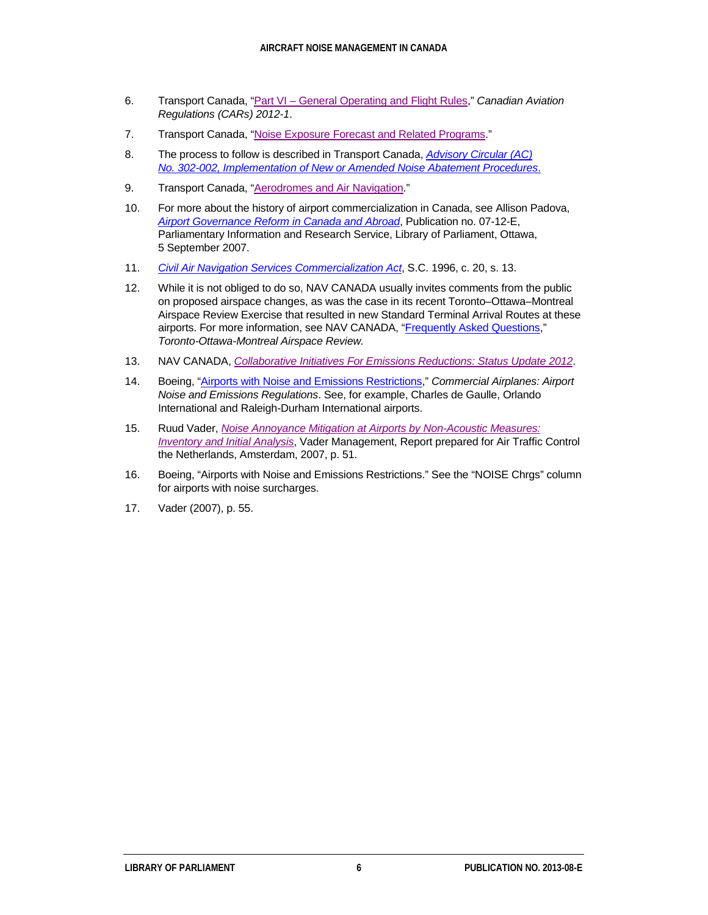6. Transport Canada, "Part VI – General Operating and Flight Rules," *Canadian Aviation Regulations (CARs) 2012-1*.

7. Transport Canada, "Noise Exposure Forecast and Related Programs."

8. The process to follow is described in Transport Canada, *Advisory Circular (AC) No. 302-002, Implementation of New or Amended Noise Abatement Procedures*.

9. Transport Canada, "Aerodromes and Air Navigation."

10. For more about the history of airport commercialization in Canada, see Allison Padova, *Airport Governance Reform in Canada and Abroad*, Publication no. 07-12-E, Parliamentary Information and Research Service, Library of Parliament, Ottawa, 5 September 2007.

11. *Civil Air Navigation Services Commercialization Act*, S.C. 1996, c. 20, s. 13.

12. While it is not obliged to do so, NAV CANADA usually invites comments from the public on proposed airspace changes, as was the case in its recent Toronto–Ottawa–Montreal Airspace Review Exercise that resulted in new Standard Terminal Arrival Routes at these airports. For more information, see NAV CANADA, "Frequently Asked Questions," *Toronto-Ottawa-Montreal Airspace Review*.

13. NAV CANADA, *Collaborative Initiatives For Emissions Reductions: Status Update 2012*.

14. Boeing, "Airports with Noise and Emissions Restrictions," *Commercial Airplanes: Airport Noise and Emissions Regulations*. See, for example, Charles de Gaulle, Orlando International and Raleigh-Durham International airports.

15. Ruud Vader, *Noise Annoyance Mitigation at Airports by Non-Acoustic Measures: Inventory and Initial Analysis*, Vader Management, Report prepared for Air Traffic Control the Netherlands, Amsterdam, 2007, p. 51.

16. Boeing, "Airports with Noise and Emissions Restrictions." See the "NOISE Chrgs" column for airports with noise surcharges.

17. Vader (2007), p. 55.